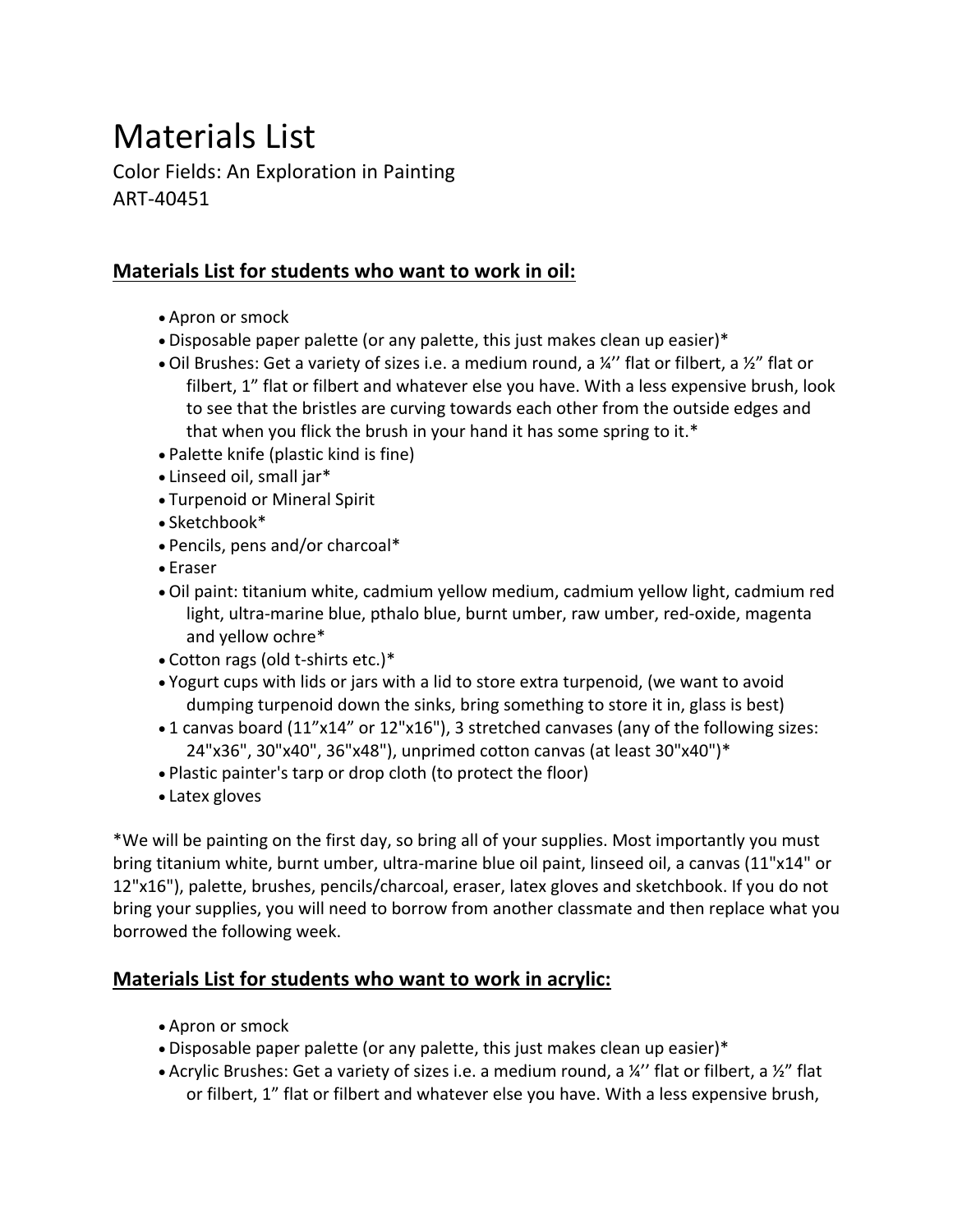# Materials List

Color Fields: An Exploration in Painting
ART-40451

## Materials List for students who want to work in oil:

- Apron or smock
- Disposable paper palette (or any palette, this just makes clean up easier)*
- Oil Brushes: Get a variety of sizes i.e. a medium round, a ¼'' flat or filbert, a ½" flat or filbert, 1" flat or filbert and whatever else you have. With a less expensive brush, look to see that the bristles are curving towards each other from the outside edges and that when you flick the brush in your hand it has some spring to it.*
- Palette knife (plastic kind is fine)
- Linseed oil, small jar*
- Turpenoid or Mineral Spirit
- Sketchbook*
- Pencils, pens and/or charcoal*
- Eraser
- Oil paint: titanium white, cadmium yellow medium, cadmium yellow light, cadmium red light, ultra-marine blue, pthalo blue, burnt umber, raw umber, red-oxide, magenta and yellow ochre*
- Cotton rags (old t-shirts etc.)*
- Yogurt cups with lids or jars with a lid to store extra turpenoid, (we want to avoid dumping turpenoid down the sinks, bring something to store it in, glass is best)
- 1 canvas board (11"x14" or 12"x16"), 3 stretched canvases (any of the following sizes: 24"x36", 30"x40", 36"x48"), unprimed cotton canvas (at least 30"x40")*
- Plastic painter's tarp or drop cloth (to protect the floor)
- Latex gloves

*We will be painting on the first day, so bring all of your supplies. Most importantly you must bring titanium white, burnt umber, ultra-marine blue oil paint, linseed oil, a canvas (11"x14" or 12"x16"), palette, brushes, pencils/charcoal, eraser, latex gloves and sketchbook. If you do not bring your supplies, you will need to borrow from another classmate and then replace what you borrowed the following week.

## Materials List for students who want to work in acrylic:

- Apron or smock
- Disposable paper palette (or any palette, this just makes clean up easier)*
- Acrylic Brushes: Get a variety of sizes i.e. a medium round, a ¼'' flat or filbert, a ½" flat or filbert, 1" flat or filbert and whatever else you have. With a less expensive brush,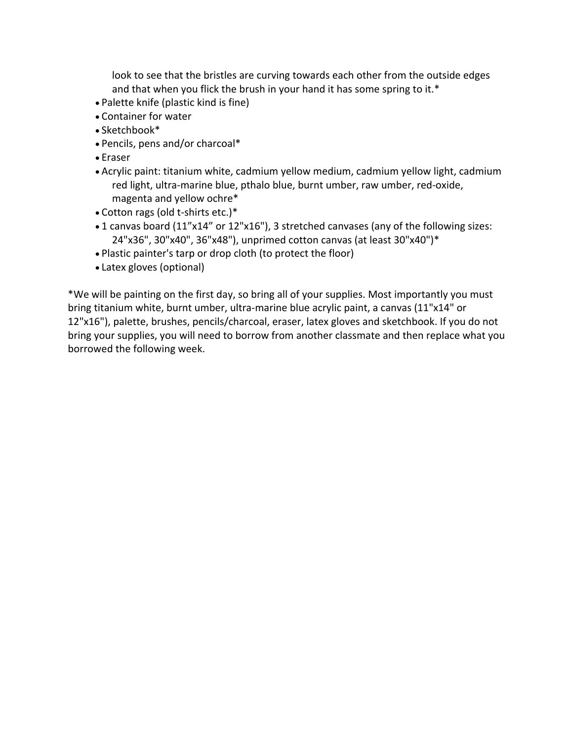look to see that the bristles are curving towards each other from the outside edges and that when you flick the brush in your hand it has some spring to it.*

- Palette knife (plastic kind is fine)
- Container for water
- Sketchbook*
- Pencils, pens and/or charcoal*
- Eraser
- Acrylic paint: titanium white, cadmium yellow medium, cadmium yellow light, cadmium red light, ultra-marine blue, pthalo blue, burnt umber, raw umber, red-oxide, magenta and yellow ochre*
- Cotton rags (old t-shirts etc.)*
- 1 canvas board (11"x14" or 12"x16"), 3 stretched canvases (any of the following sizes: 24"x36", 30"x40", 36"x48"), unprimed cotton canvas (at least 30"x40")*
- Plastic painter's tarp or drop cloth (to protect the floor)
- Latex gloves (optional)

*We will be painting on the first day, so bring all of your supplies. Most importantly you must bring titanium white, burnt umber, ultra-marine blue acrylic paint, a canvas (11"x14" or 12"x16"), palette, brushes, pencils/charcoal, eraser, latex gloves and sketchbook. If you do not bring your supplies, you will need to borrow from another classmate and then replace what you borrowed the following week.